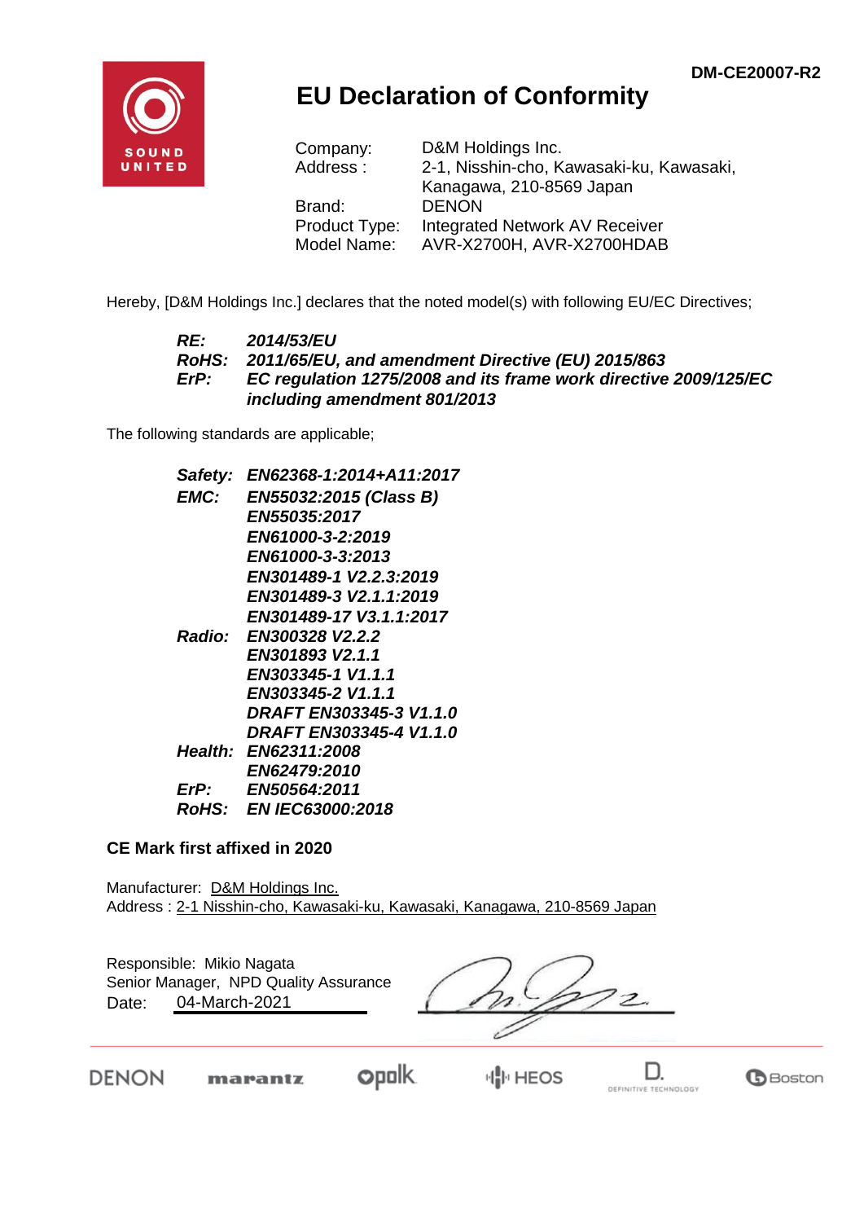DM-CE20007-R2

# EU Declaration of Conformity

| | |
|---|---|
| Company: | D&M Holdings Inc. |
| Address : | 2-1, Nisshin-cho, Kawasaki-ku, Kawasaki, Kanagawa, 210-8569 Japan |
| Brand: | DENON |
| Product Type: | Integrated Network AV Receiver |
| Model Name: | AVR-X2700H, AVR-X2700HDAB |

Hereby, [D&M Holdings Inc.] declares that the noted model(s) with following EU/EC Directives;

***RE:*** ***2014/53/EU***
***RoHS:*** ***2011/65/EU, and amendment Directive (EU) 2015/863***
***ErP:*** ***EC regulation 1275/2008 and its frame work directive 2009/125/EC including amendment 801/2013***

The following standards are applicable;

***Safety:*** ***EN62368-1:2014+A11:2017***
***EMC:*** ***EN55032:2015 (Class B)***
***EN55035:2017***
***EN61000-3-2:2019***
***EN61000-3-3:2013***
***EN301489-1 V2.2.3:2019***
***EN301489-3 V2.1.1:2019***
***EN301489-17 V3.1.1:2017***
***Radio:*** ***EN300328 V2.2.2***
***EN301893 V2.1.1***
***EN303345-1 V1.1.1***
***EN303345-2 V1.1.1***
***DRAFT EN303345-3 V1.1.0***
***DRAFT EN303345-4 V1.1.0***
***Health:*** ***EN62311:2008***
***EN62479:2010***
***ErP:*** ***EN50564:2011***
***RoHS:*** ***EN IEC63000:2018***

**CE Mark first affixed in 2020**

Manufacturer: D&M Holdings Inc.
Address : 2-1 Nisshin-cho, Kawasaki-ku, Kawasaki, Kanagawa, 210-8569 Japan

Responsible: Mikio Nagata
Senior Manager, NPD Quality Assurance
Date: 04-March-2021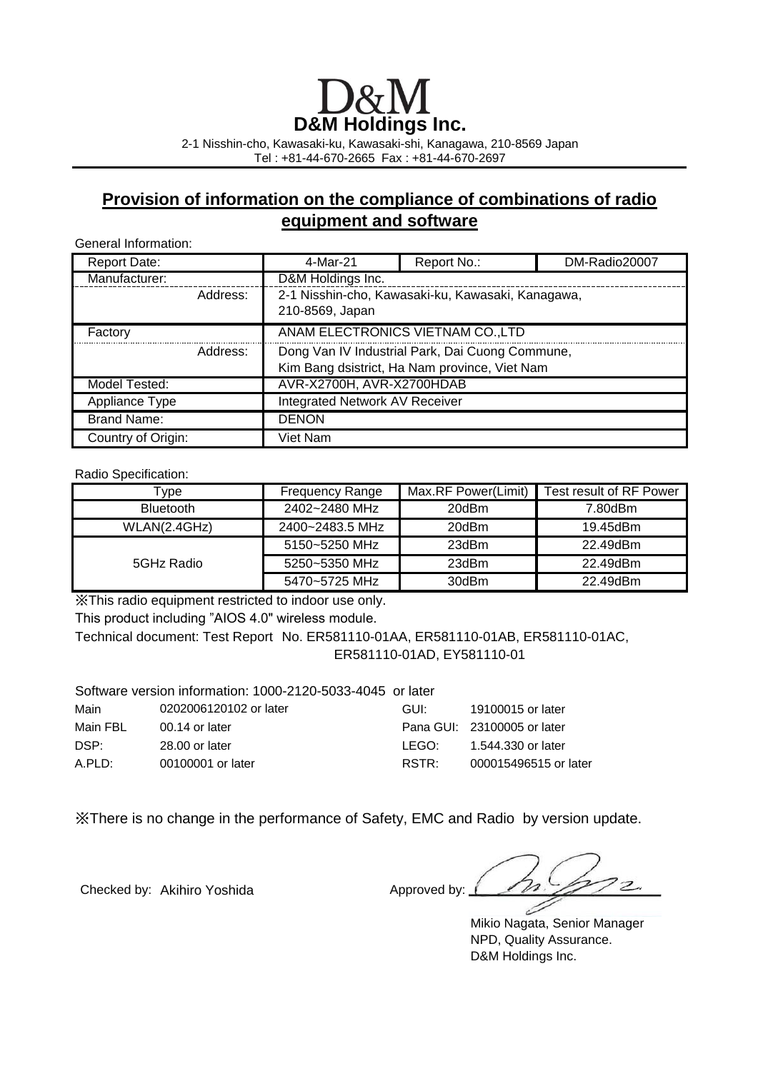# D&M Holdings Inc.

2-1 Nisshin-cho, Kawasaki-ku, Kawasaki-shi, Kanagawa, 210-8569 Japan
Tel : +81-44-670-2665 Fax : +81-44-670-2697

## Provision of information on the compliance of combinations of radio equipment and software

General Information:

| | | | |
|---|---|---|---|
| Report Date: | 4-Mar-21 | Report No.: | DM-Radio20007 |
| Manufacturer: | D&M Holdings Inc. | | |
| Address: | 2-1 Nisshin-cho, Kawasaki-ku, Kawasaki, Kanagawa, 210-8569, Japan | | |
| Factory | ANAM ELECTRONICS VIETNAM CO.,LTD | | |
| Address: | Dong Van IV Industrial Park, Dai Cuong Commune, Kim Bang dsistrict, Ha Nam province, Viet Nam | | |
| Model Tested: | AVR-X2700H, AVR-X2700HDAB | | |
| Appliance Type | Integrated Network AV Receiver | | |
| Brand Name: | DENON | | |
| Country of Origin: | Viet Nam | | |

Radio Specification:

| Type | Frequency Range | Max.RF Power(Limit) | Test result of RF Power |
|---|---|---|---|
| Bluetooth | 2402~2480 MHz | 20dBm | 7.80dBm |
| WLAN(2.4GHz) | 2400~2483.5 MHz | 20dBm | 19.45dBm |
| 5GHz Radio | 5150~5250 MHz | 23dBm | 22.49dBm |
| | 5250~5350 MHz | 23dBm | 22.49dBm |
| | 5470~5725 MHz | 30dBm | 22.49dBm |

※This radio equipment restricted to indoor use only.

This product including "AIOS 4.0" wireless module.

Technical document: Test Report No. ER581110-01AA, ER581110-01AB, ER581110-01AC, ER581110-01AD, EY581110-01

Software version information: 1000-2120-5033-4045 or later

| | | | |
|---|---|---|---|
| Main | 0202006120102 or later | GUI: | 19100015 or later |
| Main FBL | 00.14 or later | Pana GUI: | 23100005 or later |
| DSP: | 28.00 or later | LEGO: | 1.544.330 or later |
| A.PLD: | 00100001 or later | RSTR: | 000015496515 or later |

※There is no change in the performance of Safety, EMC and Radio by version update.

Checked by: Akihiro Yoshida

Approved by:

Mikio Nagata, Senior Manager
NPD, Quality Assurance.
D&M Holdings Inc.